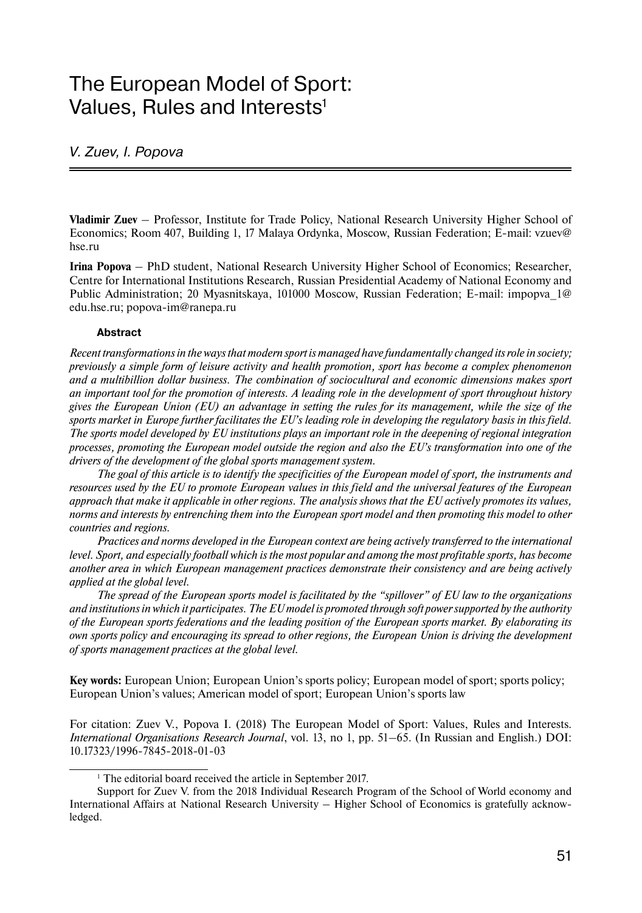# The European Model of Sport: Values, Rules and Interests[1]

*V. Zuev, I. Popova*

**Vladimir Zuev** – Professor, Institute for Trade Policy, National Research University Higher School of Economics; Room 407, Building 1, 17 Malaya Ordynka, Moscow, Russian Federation; E-mail: vzuev@hse.ru

**Irina Popova** – PhD student, National Research University Higher School of Economics; Researcher, Centre for International Institutions Research, Russian Presidential Academy of National Economy and Public Administration; 20 Myasnitskaya, 101000 Moscow, Russian Federation; E-mail: impopva_1@edu.hse.ru; popova-im@ranepa.ru

#### Abstract

*Recent transformations in the ways that modern sport is managed have fundamentally changed its role in society; previously a simple form of leisure activity and health promotion, sport has become a complex phenomenon and a multibillion dollar business. The combination of sociocultural and economic dimensions makes sport an important tool for the promotion of interests. A leading role in the development of sport throughout history gives the European Union (EU) an advantage in setting the rules for its management, while the size of the sports market in Europe further facilitates the EU's leading role in developing the regulatory basis in this field. The sports model developed by EU institutions plays an important role in the deepening of regional integration processes, promoting the European model outside the region and also the EU's transformation into one of the drivers of the development of the global sports management system.*

*The goal of this article is to identify the specificities of the European model of sport, the instruments and resources used by the EU to promote European values in this field and the universal features of the European approach that make it applicable in other regions. The analysis shows that the EU actively promotes its values, norms and interests by entrenching them into the European sport model and then promoting this model to other countries and regions.*

*Practices and norms developed in the European context are being actively transferred to the international level. Sport, and especially football which is the most popular and among the most profitable sports, has become another area in which European management practices demonstrate their consistency and are being actively applied at the global level.*

*The spread of the European sports model is facilitated by the "spillover" of EU law to the organizations and institutions in which it participates. The EU model is promoted through soft power supported by the authority of the European sports federations and the leading position of the European sports market. By elaborating its own sports policy and encouraging its spread to other regions, the European Union is driving the development of sports management practices at the global level.*

**Key words:** European Union; European Union's sports policy; European model of sport; sports policy; European Union's values; American model of sport; European Union's sports law

For citation: Zuev V., Popova I. (2018) The European Model of Sport: Values, Rules and Interests. *International Organisations Research Journal*, vol. 13, no 1, pp. 51–65. (In Russian and English.) DOI: 10.17323/1996-7845-2018-01-03

---

[1] The editorial board received the article in September 2017.

Support for Zuev V. from the 2018 Individual Research Program of the School of World economy and International Affairs at National Research University – Higher School of Economics is gratefully acknowledged.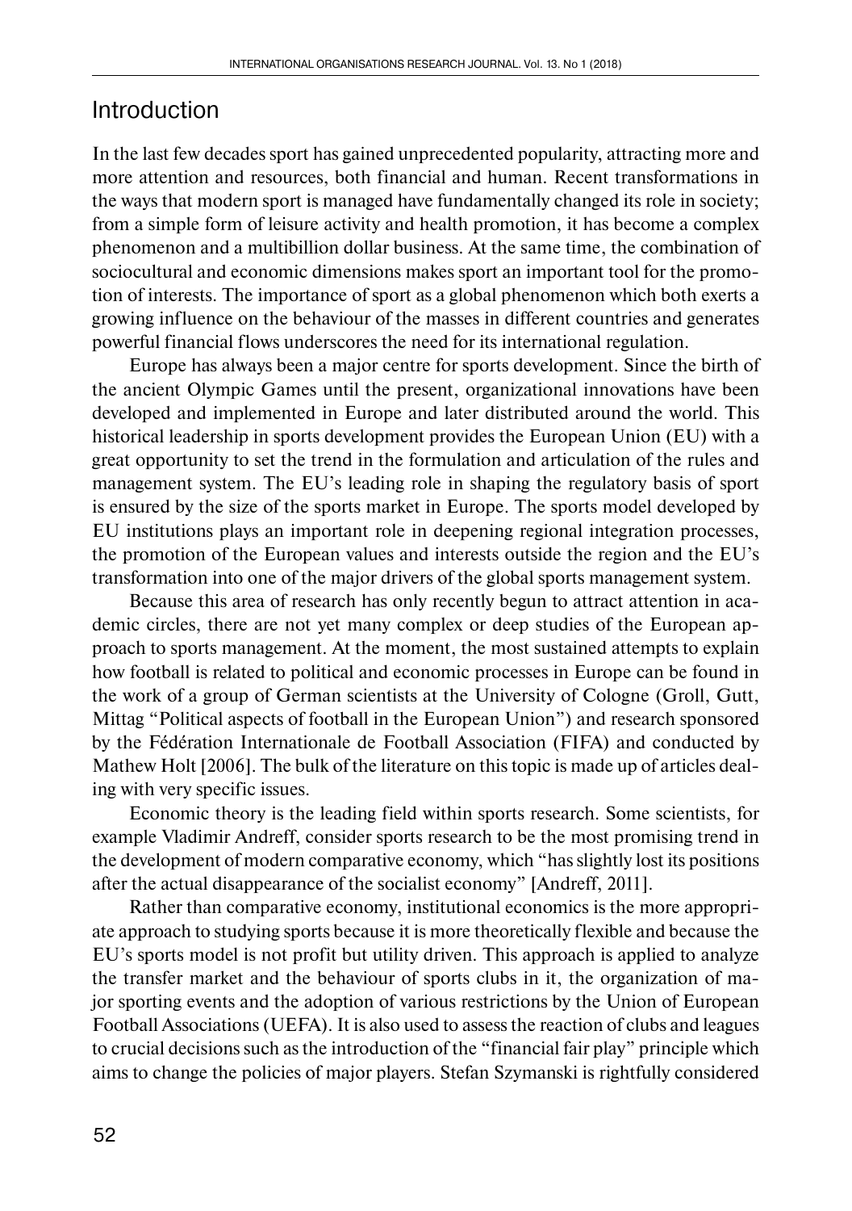## Introduction

In the last few decades sport has gained unprecedented popularity, attracting more and more attention and resources, both financial and human. Recent transformations in the ways that modern sport is managed have fundamentally changed its role in society; from a simple form of leisure activity and health promotion, it has become a complex phenomenon and a multibillion dollar business. At the same time, the combination of sociocultural and economic dimensions makes sport an important tool for the promotion of interests. The importance of sport as a global phenomenon which both exerts a growing influence on the behaviour of the masses in different countries and generates powerful financial flows underscores the need for its international regulation.

Europe has always been a major centre for sports development. Since the birth of the ancient Olympic Games until the present, organizational innovations have been developed and implemented in Europe and later distributed around the world. This historical leadership in sports development provides the European Union (EU) with a great opportunity to set the trend in the formulation and articulation of the rules and management system. The EU's leading role in shaping the regulatory basis of sport is ensured by the size of the sports market in Europe. The sports model developed by EU institutions plays an important role in deepening regional integration processes, the promotion of the European values and interests outside the region and the EU's transformation into one of the major drivers of the global sports management system.

Because this area of research has only recently begun to attract attention in academic circles, there are not yet many complex or deep studies of the European approach to sports management. At the moment, the most sustained attempts to explain how football is related to political and economic processes in Europe can be found in the work of a group of German scientists at the University of Cologne (Groll, Gutt, Mittag "Political aspects of football in the European Union") and research sponsored by the Fédération Internationale de Football Association (FIFA) and conducted by Mathew Holt [2006]. The bulk of the literature on this topic is made up of articles dealing with very specific issues.

Economic theory is the leading field within sports research. Some scientists, for example Vladimir Andreff, consider sports research to be the most promising trend in the development of modern comparative economy, which "has slightly lost its positions after the actual disappearance of the socialist economy" [Andreff, 2011].

Rather than comparative economy, institutional economics is the more appropriate approach to studying sports because it is more theoretically flexible and because the EU's sports model is not profit but utility driven. This approach is applied to analyze the transfer market and the behaviour of sports clubs in it, the organization of major sporting events and the adoption of various restrictions by the Union of European Football Associations (UEFA). It is also used to assess the reaction of clubs and leagues to crucial decisions such as the introduction of the "financial fair play" principle which aims to change the policies of major players. Stefan Szymanski is rightfully considered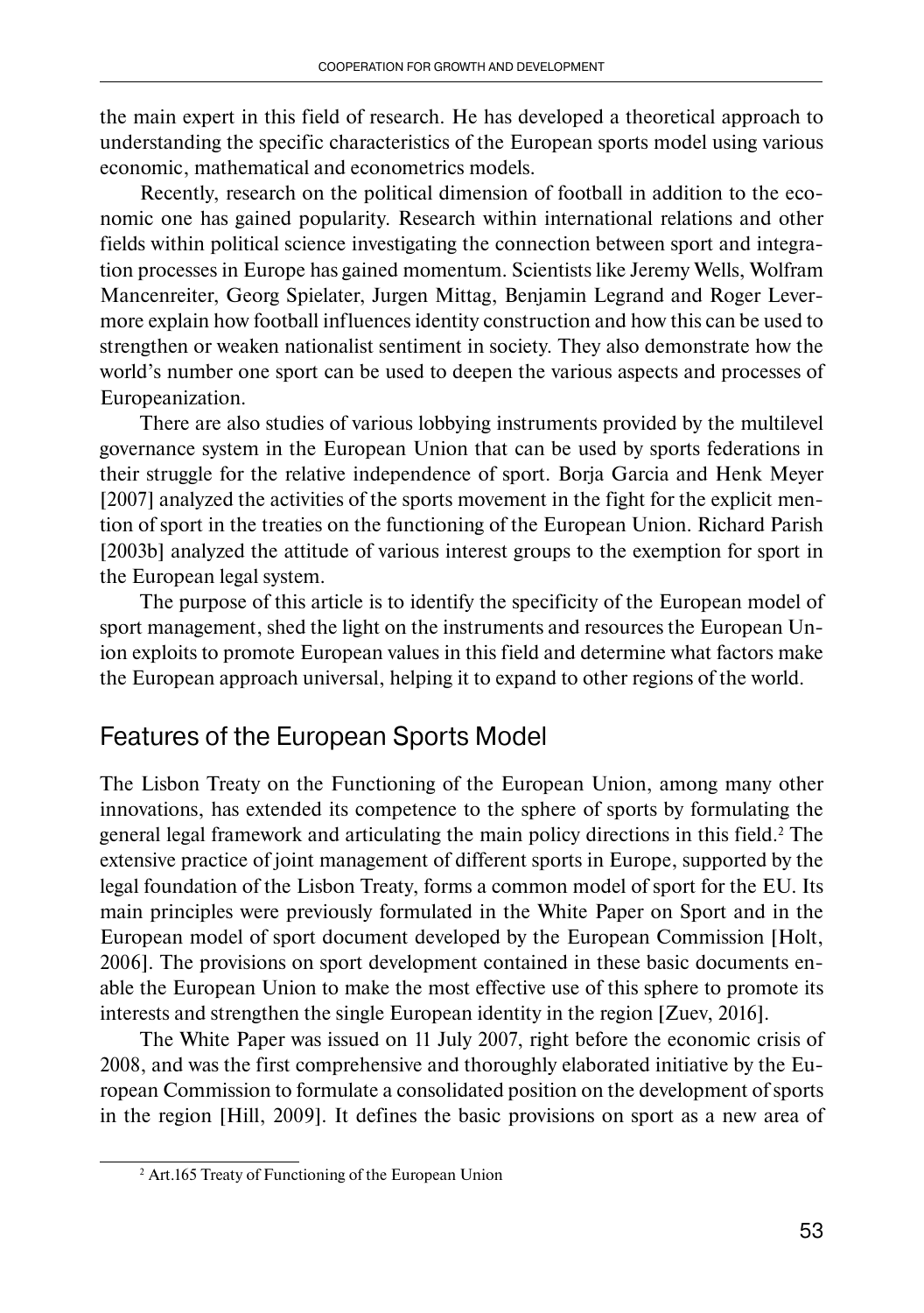the main expert in this field of research. He has developed a theoretical approach to understanding the specific characteristics of the European sports model using various economic, mathematical and econometrics models.

Recently, research on the political dimension of football in addition to the economic one has gained popularity. Research within international relations and other fields within political science investigating the connection between sport and integration processes in Europe has gained momentum. Scientists like Jeremy Wells, Wolfram Mancenreiter, Georg Spielater, Jurgen Mittag, Benjamin Legrand and Roger Levermore explain how football influences identity construction and how this can be used to strengthen or weaken nationalist sentiment in society. They also demonstrate how the world's number one sport can be used to deepen the various aspects and processes of Europeanization.

There are also studies of various lobbying instruments provided by the multilevel governance system in the European Union that can be used by sports federations in their struggle for the relative independence of sport. Borja Garcia and Henk Meyer [2007] analyzed the activities of the sports movement in the fight for the explicit mention of sport in the treaties on the functioning of the European Union. Richard Parish [2003b] analyzed the attitude of various interest groups to the exemption for sport in the European legal system.

The purpose of this article is to identify the specificity of the European model of sport management, shed the light on the instruments and resources the European Union exploits to promote European values in this field and determine what factors make the European approach universal, helping it to expand to other regions of the world.

## Features of the European Sports Model

The Lisbon Treaty on the Functioning of the European Union, among many other innovations, has extended its competence to the sphere of sports by formulating the general legal framework and articulating the main policy directions in this field.[2] The extensive practice of joint management of different sports in Europe, supported by the legal foundation of the Lisbon Treaty, forms a common model of sport for the EU. Its main principles were previously formulated in the White Paper on Sport and in the European model of sport document developed by the European Commission [Holt, 2006]. The provisions on sport development contained in these basic documents enable the European Union to make the most effective use of this sphere to promote its interests and strengthen the single European identity in the region [Zuev, 2016].

The White Paper was issued on 11 July 2007, right before the economic crisis of 2008, and was the first comprehensive and thoroughly elaborated initiative by the European Commission to formulate a consolidated position on the development of sports in the region [Hill, 2009]. It defines the basic provisions on sport as a new area of

---

[2] Art.165 Treaty of Functioning of the European Union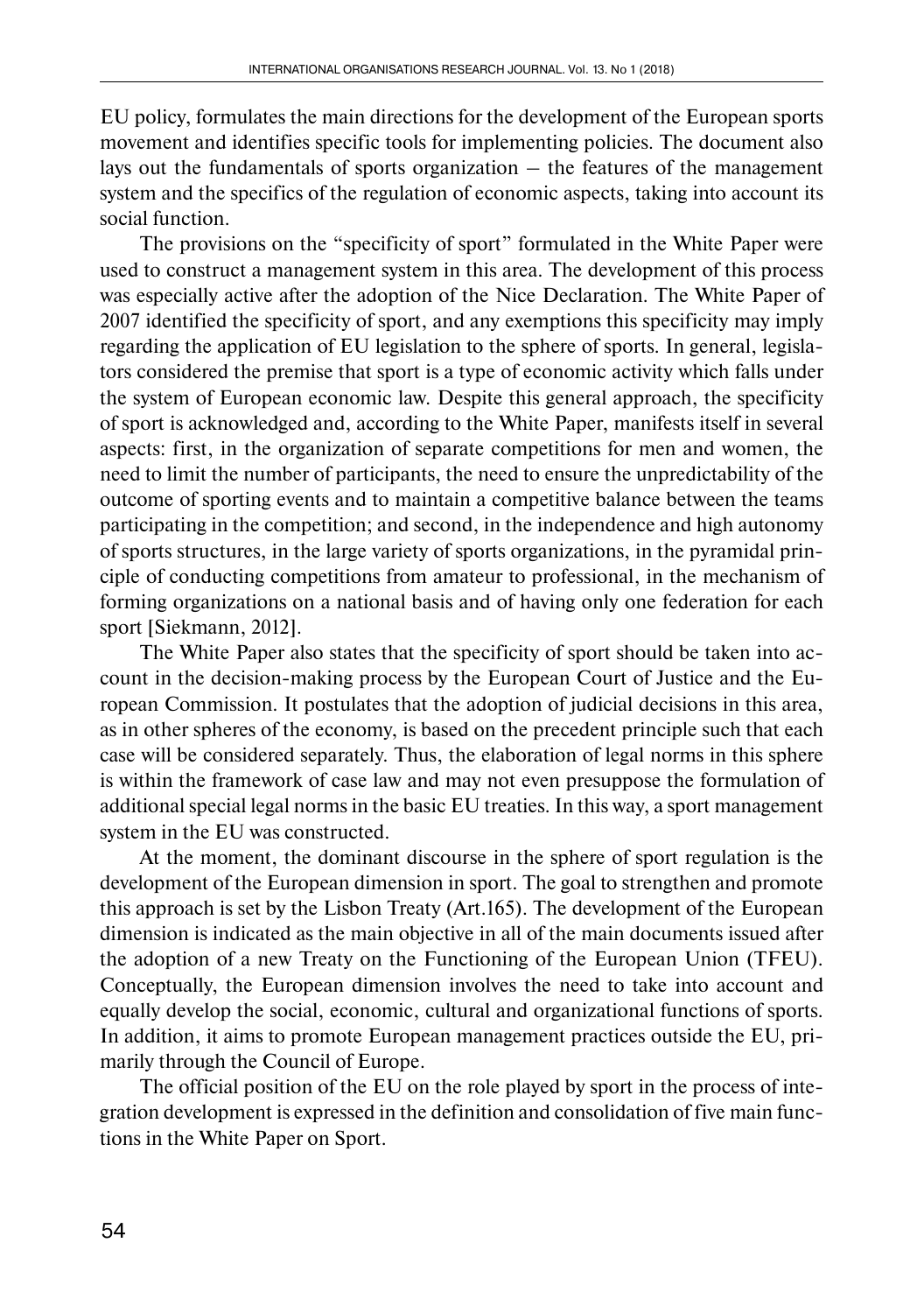EU policy, formulates the main directions for the development of the European sports movement and identifies specific tools for implementing policies. The document also lays out the fundamentals of sports organization – the features of the management system and the specifics of the regulation of economic aspects, taking into account its social function.

The provisions on the "specificity of sport" formulated in the White Paper were used to construct a management system in this area. The development of this process was especially active after the adoption of the Nice Declaration. The White Paper of 2007 identified the specificity of sport, and any exemptions this specificity may imply regarding the application of EU legislation to the sphere of sports. In general, legislators considered the premise that sport is a type of economic activity which falls under the system of European economic law. Despite this general approach, the specificity of sport is acknowledged and, according to the White Paper, manifests itself in several aspects: first, in the organization of separate competitions for men and women, the need to limit the number of participants, the need to ensure the unpredictability of the outcome of sporting events and to maintain a competitive balance between the teams participating in the competition; and second, in the independence and high autonomy of sports structures, in the large variety of sports organizations, in the pyramidal principle of conducting competitions from amateur to professional, in the mechanism of forming organizations on a national basis and of having only one federation for each sport [Siekmann, 2012].

The White Paper also states that the specificity of sport should be taken into account in the decision-making process by the European Court of Justice and the European Commission. It postulates that the adoption of judicial decisions in this area, as in other spheres of the economy, is based on the precedent principle such that each case will be considered separately. Thus, the elaboration of legal norms in this sphere is within the framework of case law and may not even presuppose the formulation of additional special legal norms in the basic EU treaties. In this way, a sport management system in the EU was constructed.

At the moment, the dominant discourse in the sphere of sport regulation is the development of the European dimension in sport. The goal to strengthen and promote this approach is set by the Lisbon Treaty (Art.165). The development of the European dimension is indicated as the main objective in all of the main documents issued after the adoption of a new Treaty on the Functioning of the European Union (TFEU). Conceptually, the European dimension involves the need to take into account and equally develop the social, economic, cultural and organizational functions of sports. In addition, it aims to promote European management practices outside the EU, primarily through the Council of Europe.

The official position of the EU on the role played by sport in the process of integration development is expressed in the definition and consolidation of five main functions in the White Paper on Sport.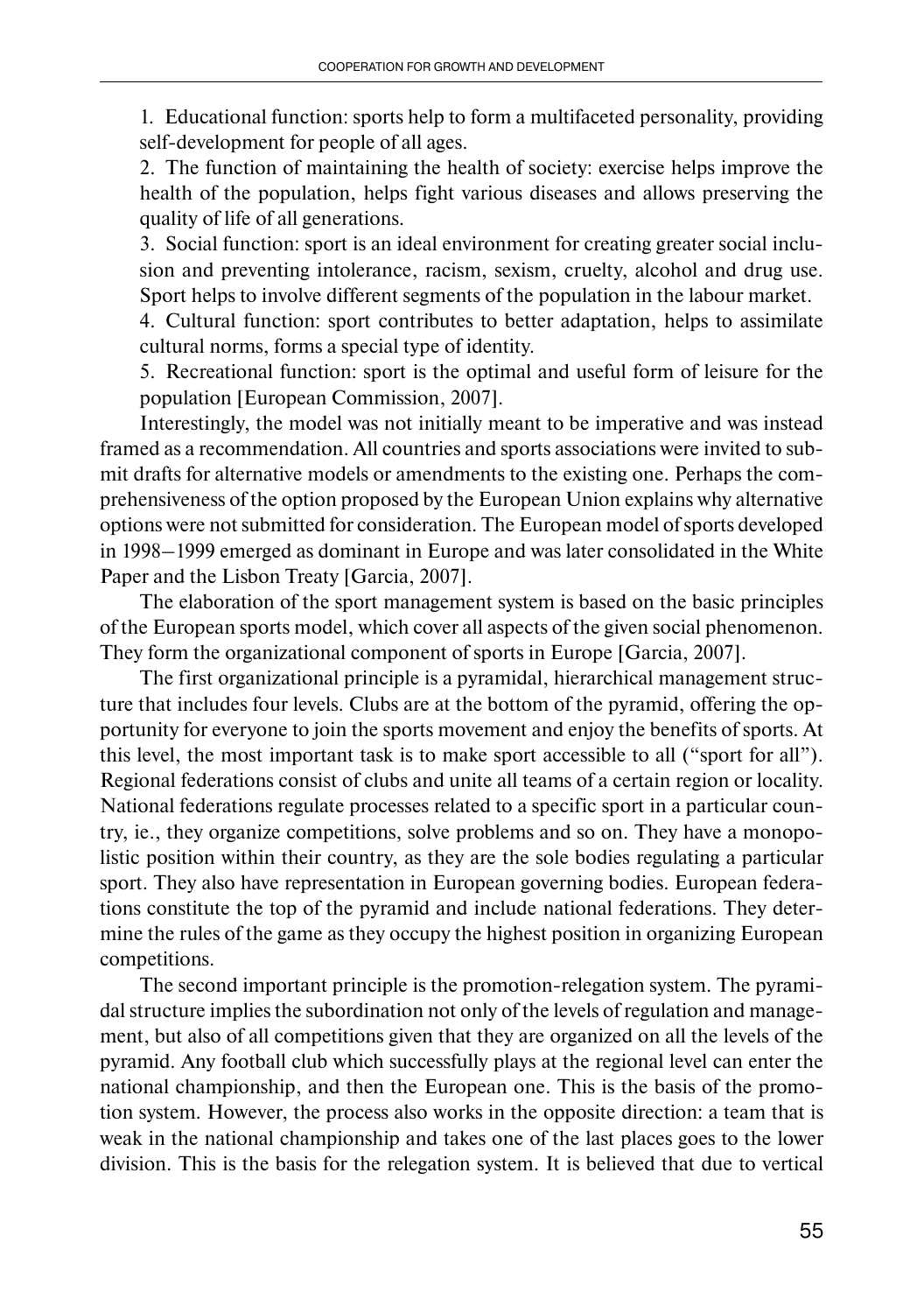1. Educational function: sports help to form a multifaceted personality, providing self-development for people of all ages.
2. The function of maintaining the health of society: exercise helps improve the health of the population, helps fight various diseases and allows preserving the quality of life of all generations.
3. Social function: sport is an ideal environment for creating greater social inclusion and preventing intolerance, racism, sexism, cruelty, alcohol and drug use. Sport helps to involve different segments of the population in the labour market.
4. Cultural function: sport contributes to better adaptation, helps to assimilate cultural norms, forms a special type of identity.
5. Recreational function: sport is the optimal and useful form of leisure for the population [European Commission, 2007].

Interestingly, the model was not initially meant to be imperative and was instead framed as a recommendation. All countries and sports associations were invited to submit drafts for alternative models or amendments to the existing one. Perhaps the comprehensiveness of the option proposed by the European Union explains why alternative options were not submitted for consideration. The European model of sports developed in 1998–1999 emerged as dominant in Europe and was later consolidated in the White Paper and the Lisbon Treaty [Garcia, 2007].

The elaboration of the sport management system is based on the basic principles of the European sports model, which cover all aspects of the given social phenomenon. They form the organizational component of sports in Europe [Garcia, 2007].

The first organizational principle is a pyramidal, hierarchical management structure that includes four levels. Clubs are at the bottom of the pyramid, offering the opportunity for everyone to join the sports movement and enjoy the benefits of sports. At this level, the most important task is to make sport accessible to all ("sport for all"). Regional federations consist of clubs and unite all teams of a certain region or locality. National federations regulate processes related to a specific sport in a particular country, ie., they organize competitions, solve problems and so on. They have a monopolistic position within their country, as they are the sole bodies regulating a particular sport. They also have representation in European governing bodies. European federations constitute the top of the pyramid and include national federations. They determine the rules of the game as they occupy the highest position in organizing European competitions.

The second important principle is the promotion-relegation system. The pyramidal structure implies the subordination not only of the levels of regulation and management, but also of all competitions given that they are organized on all the levels of the pyramid. Any football club which successfully plays at the regional level can enter the national championship, and then the European one. This is the basis of the promotion system. However, the process also works in the opposite direction: a team that is weak in the national championship and takes one of the last places goes to the lower division. This is the basis for the relegation system. It is believed that due to vertical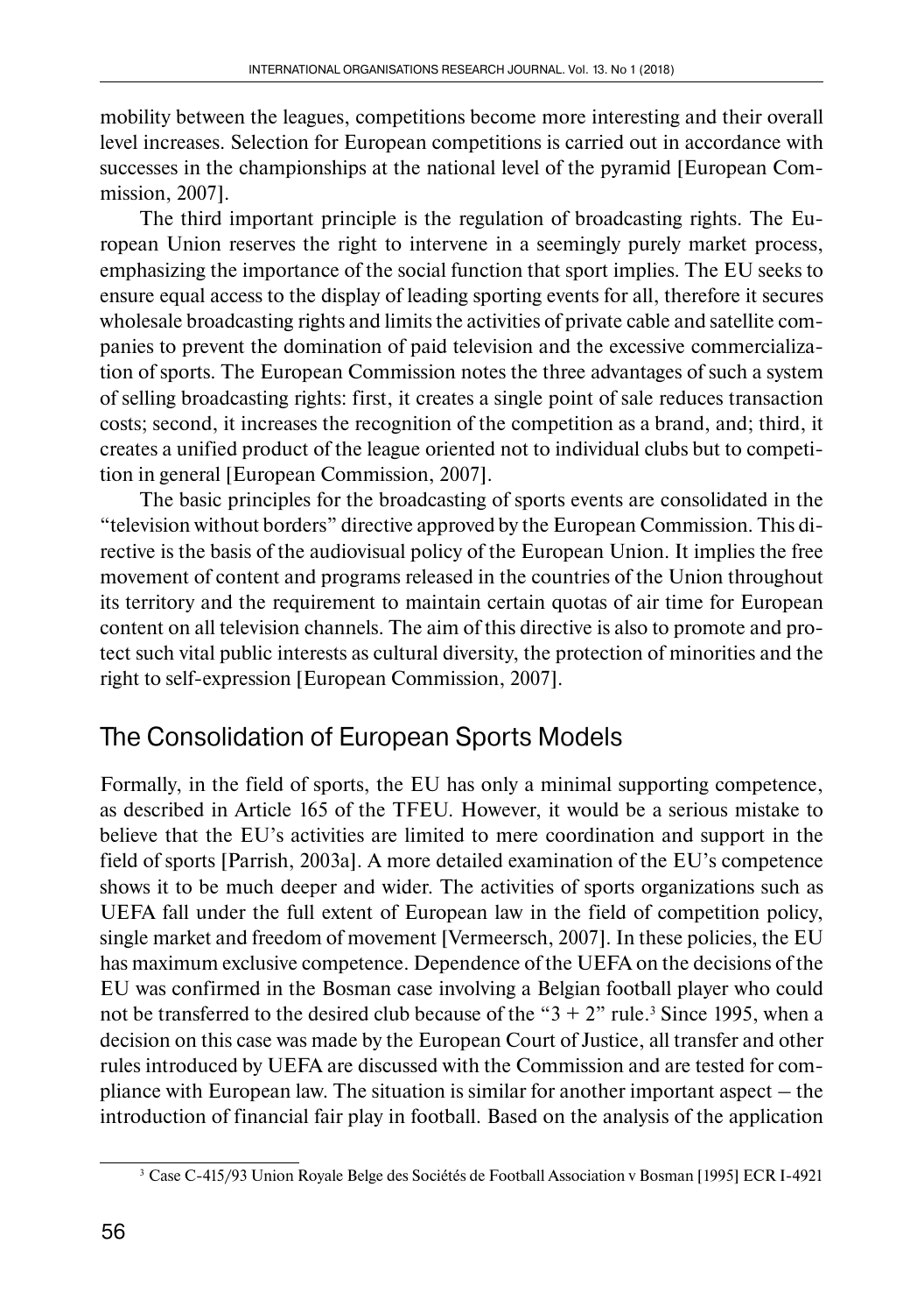mobility between the leagues, competitions become more interesting and their overall level increases. Selection for European competitions is carried out in accordance with successes in the championships at the national level of the pyramid [European Commission, 2007].

The third important principle is the regulation of broadcasting rights. The European Union reserves the right to intervene in a seemingly purely market process, emphasizing the importance of the social function that sport implies. The EU seeks to ensure equal access to the display of leading sporting events for all, therefore it secures wholesale broadcasting rights and limits the activities of private cable and satellite companies to prevent the domination of paid television and the excessive commercialization of sports. The European Commission notes the three advantages of such a system of selling broadcasting rights: first, it creates a single point of sale reduces transaction costs; second, it increases the recognition of the competition as a brand, and; third, it creates a unified product of the league oriented not to individual clubs but to competition in general [European Commission, 2007].

The basic principles for the broadcasting of sports events are consolidated in the "television without borders" directive approved by the European Commission. This directive is the basis of the audiovisual policy of the European Union. It implies the free movement of content and programs released in the countries of the Union throughout its territory and the requirement to maintain certain quotas of air time for European content on all television channels. The aim of this directive is also to promote and protect such vital public interests as cultural diversity, the protection of minorities and the right to self-expression [European Commission, 2007].

## The Consolidation of European Sports Models

Formally, in the field of sports, the EU has only a minimal supporting competence, as described in Article 165 of the TFEU. However, it would be a serious mistake to believe that the EU's activities are limited to mere coordination and support in the field of sports [Parrish, 2003a]. A more detailed examination of the EU's competence shows it to be much deeper and wider. The activities of sports organizations such as UEFA fall under the full extent of European law in the field of competition policy, single market and freedom of movement [Vermeersch, 2007]. In these policies, the EU has maximum exclusive competence. Dependence of the UEFA on the decisions of the EU was confirmed in the Bosman case involving a Belgian football player who could not be transferred to the desired club because of the "3 + 2" rule.[3] Since 1995, when a decision on this case was made by the European Court of Justice, all transfer and other rules introduced by UEFA are discussed with the Commission and are tested for compliance with European law. The situation is similar for another important aspect – the introduction of financial fair play in football. Based on the analysis of the application

[3] Case C-415/93 Union Royale Belge des Sociétés de Football Association v Bosman [1995] ECR I-4921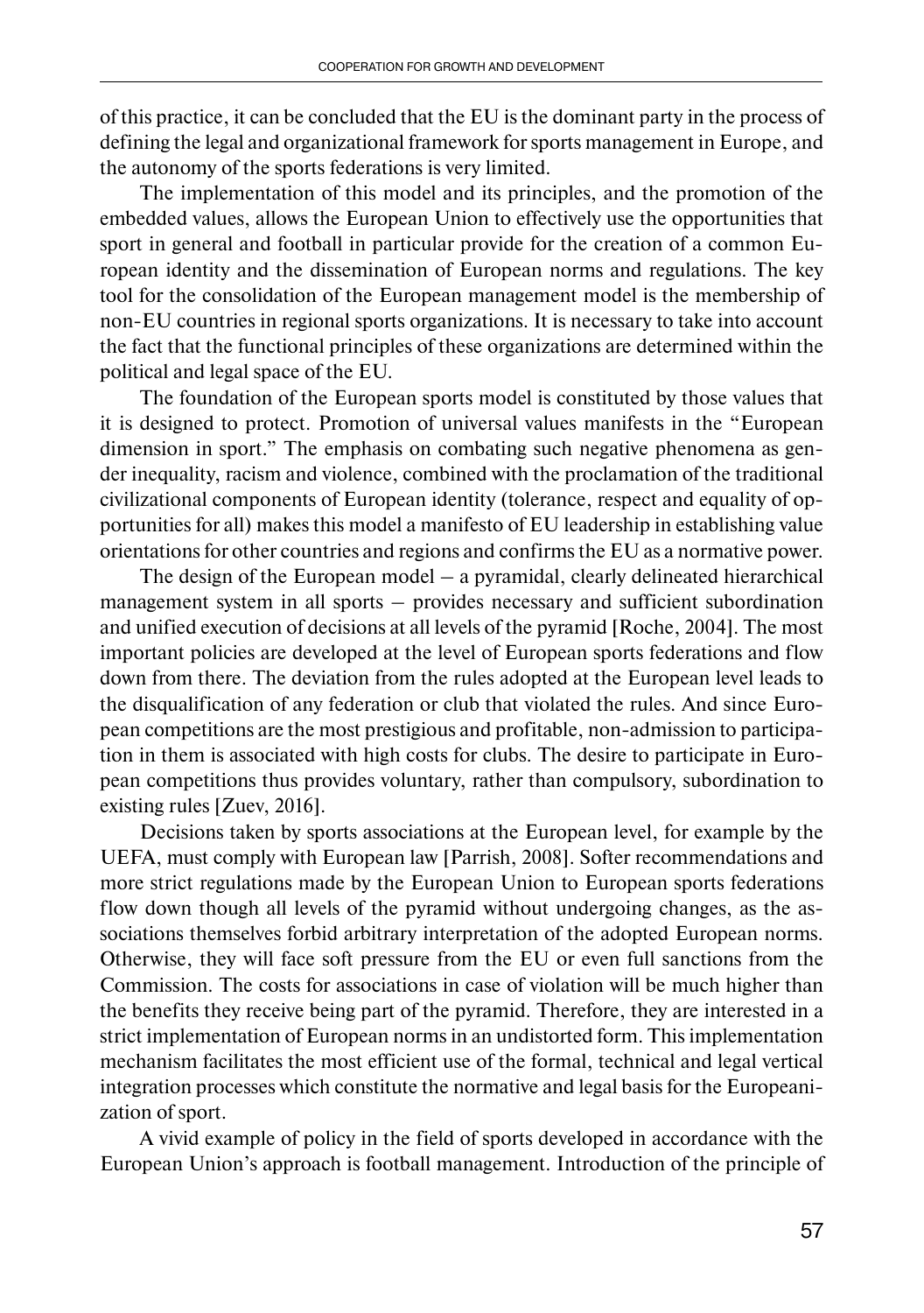of this practice, it can be concluded that the EU is the dominant party in the process of defining the legal and organizational framework for sports management in Europe, and the autonomy of the sports federations is very limited.

The implementation of this model and its principles, and the promotion of the embedded values, allows the European Union to effectively use the opportunities that sport in general and football in particular provide for the creation of a common European identity and the dissemination of European norms and regulations. The key tool for the consolidation of the European management model is the membership of non-EU countries in regional sports organizations. It is necessary to take into account the fact that the functional principles of these organizations are determined within the political and legal space of the EU.

The foundation of the European sports model is constituted by those values that it is designed to protect. Promotion of universal values manifests in the "European dimension in sport." The emphasis on combating such negative phenomena as gender inequality, racism and violence, combined with the proclamation of the traditional civilizational components of European identity (tolerance, respect and equality of opportunities for all) makes this model a manifesto of EU leadership in establishing value orientations for other countries and regions and confirms the EU as a normative power.

The design of the European model – a pyramidal, clearly delineated hierarchical management system in all sports – provides necessary and sufficient subordination and unified execution of decisions at all levels of the pyramid [Roche, 2004]. The most important policies are developed at the level of European sports federations and flow down from there. The deviation from the rules adopted at the European level leads to the disqualification of any federation or club that violated the rules. And since European competitions are the most prestigious and profitable, non-admission to participation in them is associated with high costs for clubs. The desire to participate in European competitions thus provides voluntary, rather than compulsory, subordination to existing rules [Zuev, 2016].

Decisions taken by sports associations at the European level, for example by the UEFA, must comply with European law [Parrish, 2008]. Softer recommendations and more strict regulations made by the European Union to European sports federations flow down though all levels of the pyramid without undergoing changes, as the associations themselves forbid arbitrary interpretation of the adopted European norms. Otherwise, they will face soft pressure from the EU or even full sanctions from the Commission. The costs for associations in case of violation will be much higher than the benefits they receive being part of the pyramid. Therefore, they are interested in a strict implementation of European norms in an undistorted form. This implementation mechanism facilitates the most efficient use of the formal, technical and legal vertical integration processes which constitute the normative and legal basis for the Europeanization of sport.

A vivid example of policy in the field of sports developed in accordance with the European Union's approach is football management. Introduction of the principle of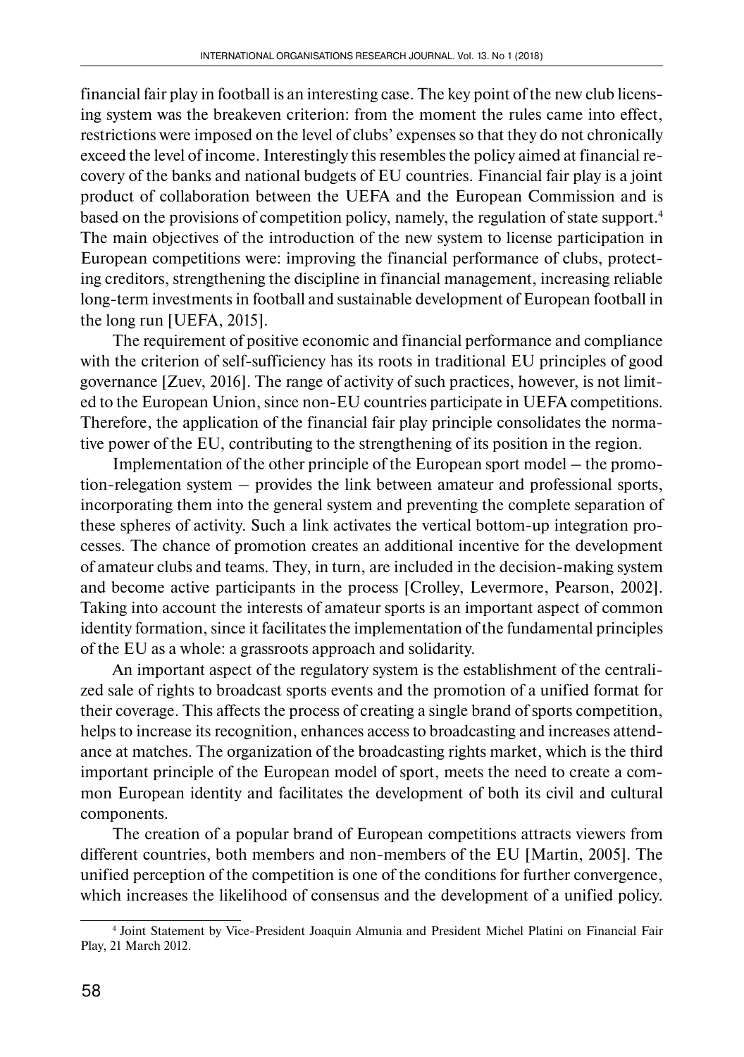financial fair play in football is an interesting case. The key point of the new club licensing system was the breakeven criterion: from the moment the rules came into effect, restrictions were imposed on the level of clubs' expenses so that they do not chronically exceed the level of income. Interestingly this resembles the policy aimed at financial recovery of the banks and national budgets of EU countries. Financial fair play is a joint product of collaboration between the UEFA and the European Commission and is based on the provisions of competition policy, namely, the regulation of state support.[4] The main objectives of the introduction of the new system to license participation in European competitions were: improving the financial performance of clubs, protecting creditors, strengthening the discipline in financial management, increasing reliable long-term investments in football and sustainable development of European football in the long run [UEFA, 2015].

The requirement of positive economic and financial performance and compliance with the criterion of self-sufficiency has its roots in traditional EU principles of good governance [Zuev, 2016]. The range of activity of such practices, however, is not limited to the European Union, since non-EU countries participate in UEFA competitions. Therefore, the application of the financial fair play principle consolidates the normative power of the EU, contributing to the strengthening of its position in the region.

Implementation of the other principle of the European sport model – the promotion-relegation system – provides the link between amateur and professional sports, incorporating them into the general system and preventing the complete separation of these spheres of activity. Such a link activates the vertical bottom-up integration processes. The chance of promotion creates an additional incentive for the development of amateur clubs and teams. They, in turn, are included in the decision-making system and become active participants in the process [Crolley, Levermore, Pearson, 2002]. Taking into account the interests of amateur sports is an important aspect of common identity formation, since it facilitates the implementation of the fundamental principles of the EU as a whole: a grassroots approach and solidarity.

An important aspect of the regulatory system is the establishment of the centralized sale of rights to broadcast sports events and the promotion of a unified format for their coverage. This affects the process of creating a single brand of sports competition, helps to increase its recognition, enhances access to broadcasting and increases attendance at matches. The organization of the broadcasting rights market, which is the third important principle of the European model of sport, meets the need to create a common European identity and facilitates the development of both its civil and cultural components.

The creation of a popular brand of European competitions attracts viewers from different countries, both members and non-members of the EU [Martin, 2005]. The unified perception of the competition is one of the conditions for further convergence, which increases the likelihood of consensus and the development of a unified policy.

---

[4] Joint Statement by Vice-President Joaquin Almunia and President Michel Platini on Financial Fair Play, 21 March 2012.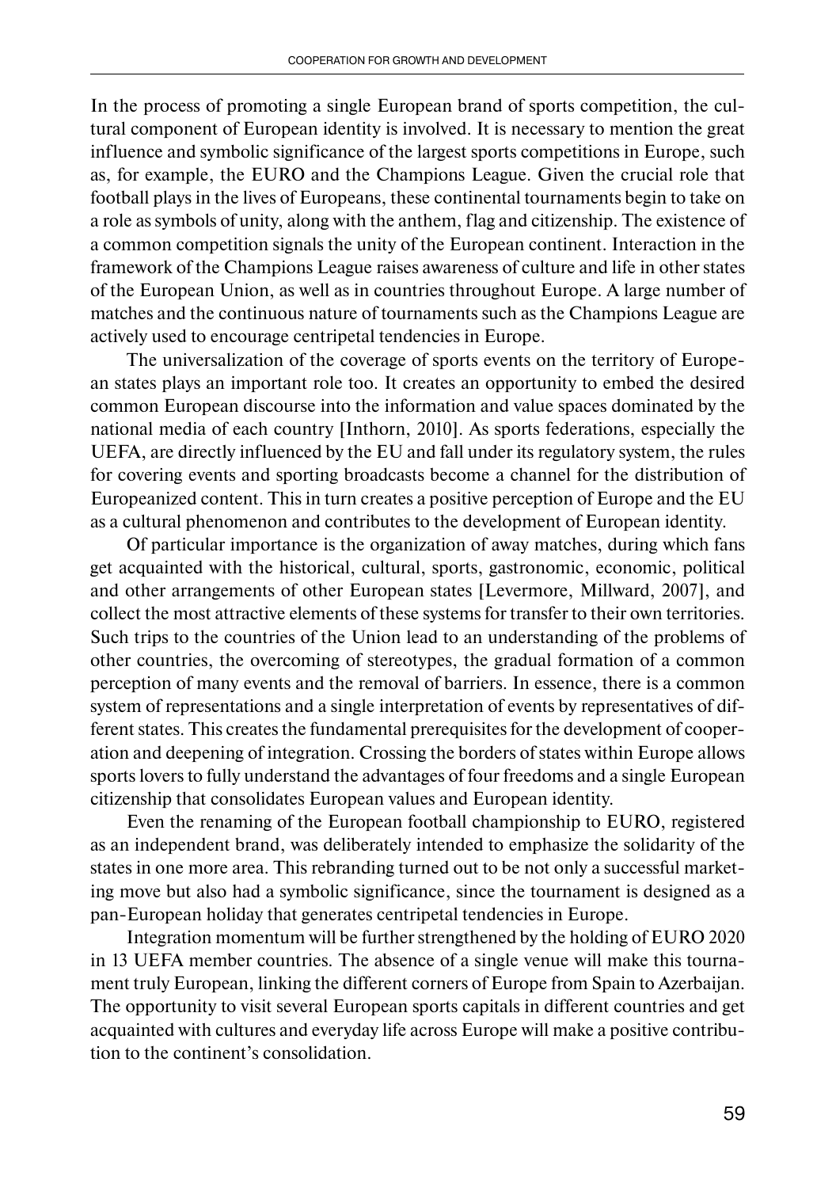In the process of promoting a single European brand of sports competition, the cultural component of European identity is involved. It is necessary to mention the great influence and symbolic significance of the largest sports competitions in Europe, such as, for example, the EURO and the Champions League. Given the crucial role that football plays in the lives of Europeans, these continental tournaments begin to take on a role as symbols of unity, along with the anthem, flag and citizenship. The existence of a common competition signals the unity of the European continent. Interaction in the framework of the Champions League raises awareness of culture and life in other states of the European Union, as well as in countries throughout Europe. A large number of matches and the continuous nature of tournaments such as the Champions League are actively used to encourage centripetal tendencies in Europe.

The universalization of the coverage of sports events on the territory of European states plays an important role too. It creates an opportunity to embed the desired common European discourse into the information and value spaces dominated by the national media of each country [Inthorn, 2010]. As sports federations, especially the UEFA, are directly influenced by the EU and fall under its regulatory system, the rules for covering events and sporting broadcasts become a channel for the distribution of Europeanized content. This in turn creates a positive perception of Europe and the EU as a cultural phenomenon and contributes to the development of European identity.

Of particular importance is the organization of away matches, during which fans get acquainted with the historical, cultural, sports, gastronomic, economic, political and other arrangements of other European states [Levermore, Millward, 2007], and collect the most attractive elements of these systems for transfer to their own territories. Such trips to the countries of the Union lead to an understanding of the problems of other countries, the overcoming of stereotypes, the gradual formation of a common perception of many events and the removal of barriers. In essence, there is a common system of representations and a single interpretation of events by representatives of different states. This creates the fundamental prerequisites for the development of cooperation and deepening of integration. Crossing the borders of states within Europe allows sports lovers to fully understand the advantages of four freedoms and a single European citizenship that consolidates European values and European identity.

Even the renaming of the European football championship to EURO, registered as an independent brand, was deliberately intended to emphasize the solidarity of the states in one more area. This rebranding turned out to be not only a successful marketing move but also had a symbolic significance, since the tournament is designed as a pan-European holiday that generates centripetal tendencies in Europe.

Integration momentum will be further strengthened by the holding of EURO 2020 in 13 UEFA member countries. The absence of a single venue will make this tournament truly European, linking the different corners of Europe from Spain to Azerbaijan. The opportunity to visit several European sports capitals in different countries and get acquainted with cultures and everyday life across Europe will make a positive contribution to the continent's consolidation.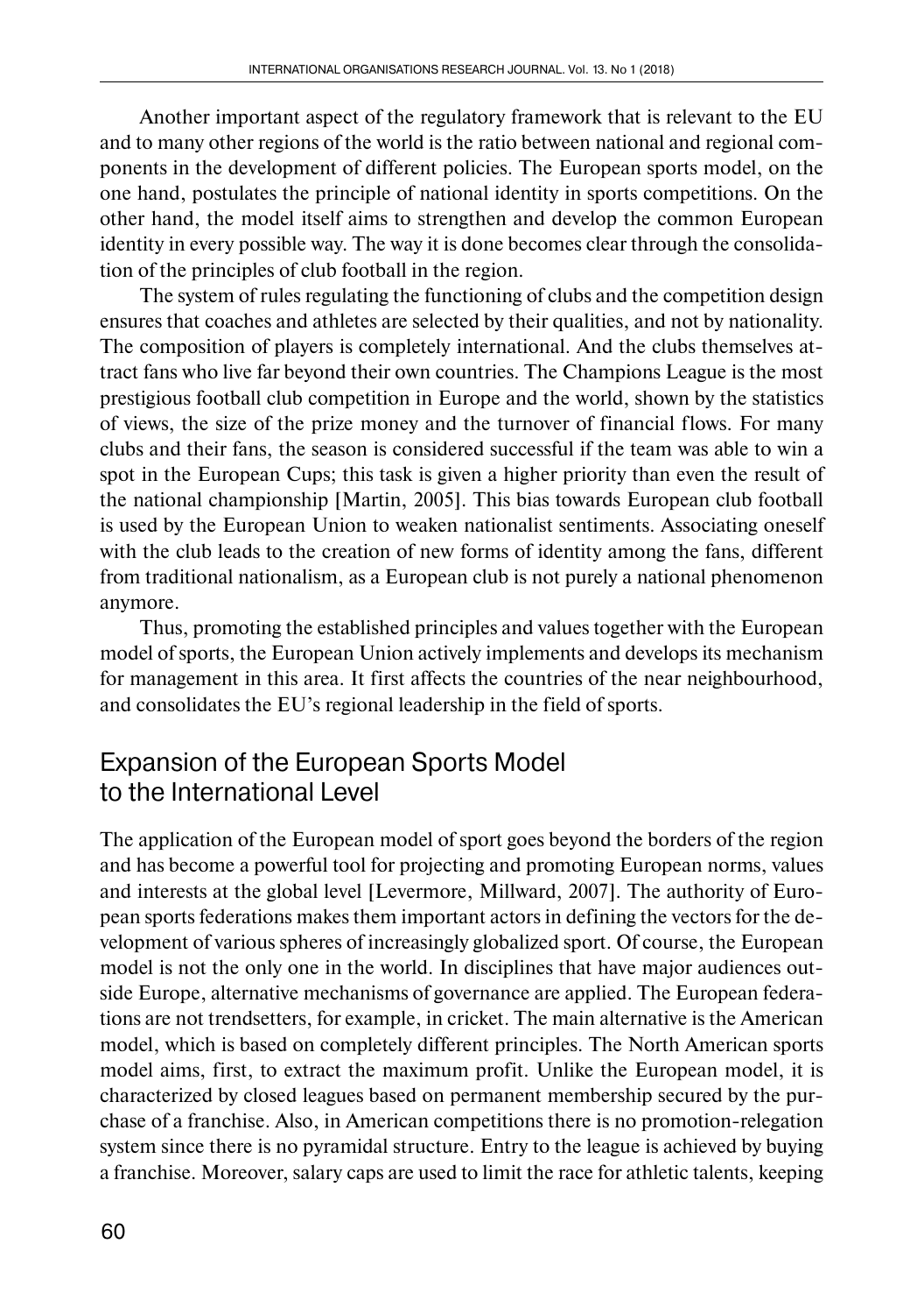Another important aspect of the regulatory framework that is relevant to the EU and to many other regions of the world is the ratio between national and regional components in the development of different policies. The European sports model, on the one hand, postulates the principle of national identity in sports competitions. On the other hand, the model itself aims to strengthen and develop the common European identity in every possible way. The way it is done becomes clear through the consolidation of the principles of club football in the region.

The system of rules regulating the functioning of clubs and the competition design ensures that coaches and athletes are selected by their qualities, and not by nationality. The composition of players is completely international. And the clubs themselves attract fans who live far beyond their own countries. The Champions League is the most prestigious football club competition in Europe and the world, shown by the statistics of views, the size of the prize money and the turnover of financial flows. For many clubs and their fans, the season is considered successful if the team was able to win a spot in the European Cups; this task is given a higher priority than even the result of the national championship [Martin, 2005]. This bias towards European club football is used by the European Union to weaken nationalist sentiments. Associating oneself with the club leads to the creation of new forms of identity among the fans, different from traditional nationalism, as a European club is not purely a national phenomenon anymore.

Thus, promoting the established principles and values together with the European model of sports, the European Union actively implements and develops its mechanism for management in this area. It first affects the countries of the near neighbourhood, and consolidates the EU's regional leadership in the field of sports.

## Expansion of the European Sports Model to the International Level

The application of the European model of sport goes beyond the borders of the region and has become a powerful tool for projecting and promoting European norms, values and interests at the global level [Levermore, Millward, 2007]. The authority of European sports federations makes them important actors in defining the vectors for the development of various spheres of increasingly globalized sport. Of course, the European model is not the only one in the world. In disciplines that have major audiences outside Europe, alternative mechanisms of governance are applied. The European federations are not trendsetters, for example, in cricket. The main alternative is the American model, which is based on completely different principles. The North American sports model aims, first, to extract the maximum profit. Unlike the European model, it is characterized by closed leagues based on permanent membership secured by the purchase of a franchise. Also, in American competitions there is no promotion-relegation system since there is no pyramidal structure. Entry to the league is achieved by buying a franchise. Moreover, salary caps are used to limit the race for athletic talents, keeping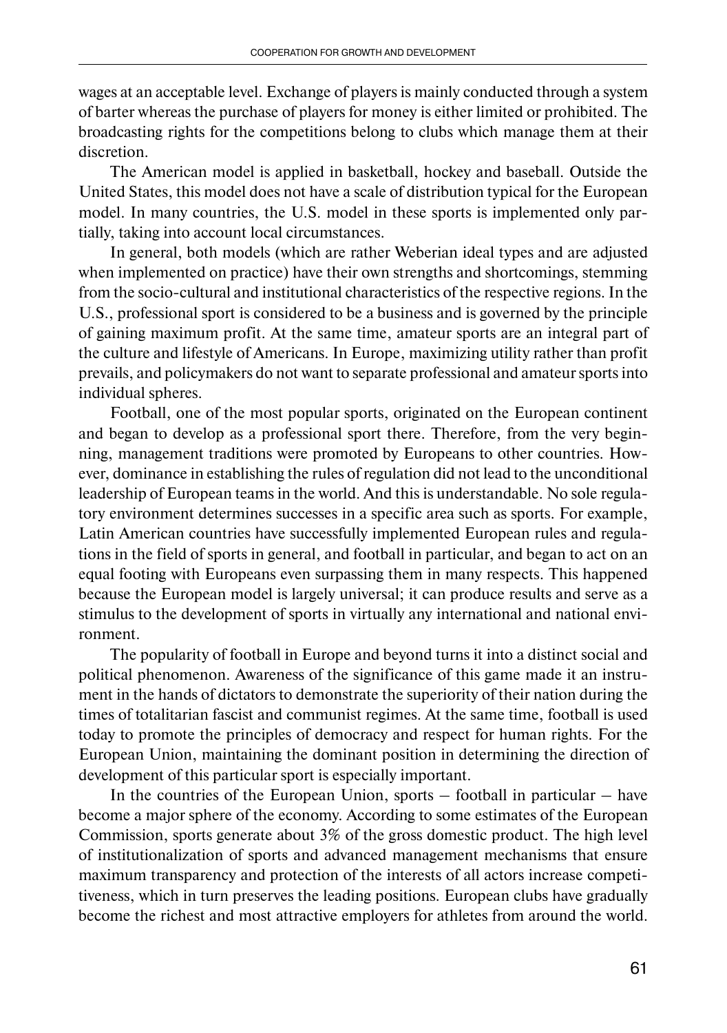wages at an acceptable level. Exchange of players is mainly conducted through a system of barter whereas the purchase of players for money is either limited or prohibited. The broadcasting rights for the competitions belong to clubs which manage them at their discretion.

The American model is applied in basketball, hockey and baseball. Outside the United States, this model does not have a scale of distribution typical for the European model. In many countries, the U.S. model in these sports is implemented only partially, taking into account local circumstances.

In general, both models (which are rather Weberian ideal types and are adjusted when implemented on practice) have their own strengths and shortcomings, stemming from the socio-cultural and institutional characteristics of the respective regions. In the U.S., professional sport is considered to be a business and is governed by the principle of gaining maximum profit. At the same time, amateur sports are an integral part of the culture and lifestyle of Americans. In Europe, maximizing utility rather than profit prevails, and policymakers do not want to separate professional and amateur sports into individual spheres.

Football, one of the most popular sports, originated on the European continent and began to develop as a professional sport there. Therefore, from the very beginning, management traditions were promoted by Europeans to other countries. However, dominance in establishing the rules of regulation did not lead to the unconditional leadership of European teams in the world. And this is understandable. No sole regulatory environment determines successes in a specific area such as sports. For example, Latin American countries have successfully implemented European rules and regulations in the field of sports in general, and football in particular, and began to act on an equal footing with Europeans even surpassing them in many respects. This happened because the European model is largely universal; it can produce results and serve as a stimulus to the development of sports in virtually any international and national environment.

The popularity of football in Europe and beyond turns it into a distinct social and political phenomenon. Awareness of the significance of this game made it an instrument in the hands of dictators to demonstrate the superiority of their nation during the times of totalitarian fascist and communist regimes. At the same time, football is used today to promote the principles of democracy and respect for human rights. For the European Union, maintaining the dominant position in determining the direction of development of this particular sport is especially important.

In the countries of the European Union, sports – football in particular – have become a major sphere of the economy. According to some estimates of the European Commission, sports generate about 3% of the gross domestic product. The high level of institutionalization of sports and advanced management mechanisms that ensure maximum transparency and protection of the interests of all actors increase competitiveness, which in turn preserves the leading positions. European clubs have gradually become the richest and most attractive employers for athletes from around the world.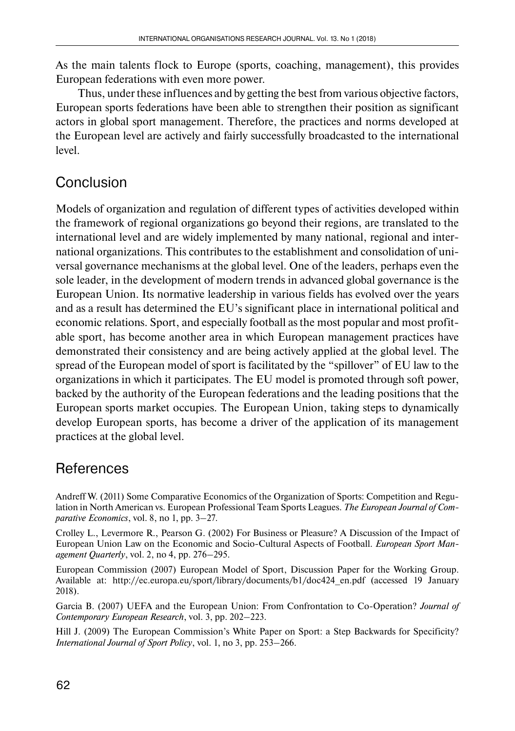As the main talents flock to Europe (sports, coaching, management), this provides European federations with even more power.

Thus, under these influences and by getting the best from various objective factors, European sports federations have been able to strengthen their position as significant actors in global sport management. Therefore, the practices and norms developed at the European level are actively and fairly successfully broadcasted to the international level.

## Conclusion

Models of organization and regulation of different types of activities developed within the framework of regional organizations go beyond their regions, are translated to the international level and are widely implemented by many national, regional and international organizations. This contributes to the establishment and consolidation of universal governance mechanisms at the global level. One of the leaders, perhaps even the sole leader, in the development of modern trends in advanced global governance is the European Union. Its normative leadership in various fields has evolved over the years and as a result has determined the EU's significant place in international political and economic relations. Sport, and especially football as the most popular and most profitable sport, has become another area in which European management practices have demonstrated their consistency and are being actively applied at the global level. The spread of the European model of sport is facilitated by the "spillover" of EU law to the organizations in which it participates. The EU model is promoted through soft power, backed by the authority of the European federations and the leading positions that the European sports market occupies. The European Union, taking steps to dynamically develop European sports, has become a driver of the application of its management practices at the global level.

## References

Andreff W. (2011) Some Comparative Economics of the Organization of Sports: Competition and Regulation in North American vs. European Professional Team Sports Leagues. *The European Journal of Comparative Economics*, vol. 8, no 1, pp. 3–27.

Crolley L., Levermore R., Pearson G. (2002) For Business or Pleasure? A Discussion of the Impact of European Union Law on the Economic and Socio-Cultural Aspects of Football. *European Sport Management Quarterly*, vol. 2, no 4, pp. 276–295.

European Commission (2007) European Model of Sport, Discussion Paper for the Working Group. Available at: http://ec.europa.eu/sport/library/documents/b1/doc424_en.pdf (accessed 19 January 2018).

Garcia B. (2007) UEFA and the European Union: From Confrontation to Co-Operation? *Journal of Contemporary European Research*, vol. 3, pp. 202–223.

Hill J. (2009) The European Commission's White Paper on Sport: a Step Backwards for Specificity? *International Journal of Sport Policy*, vol. 1, no 3, pp. 253–266.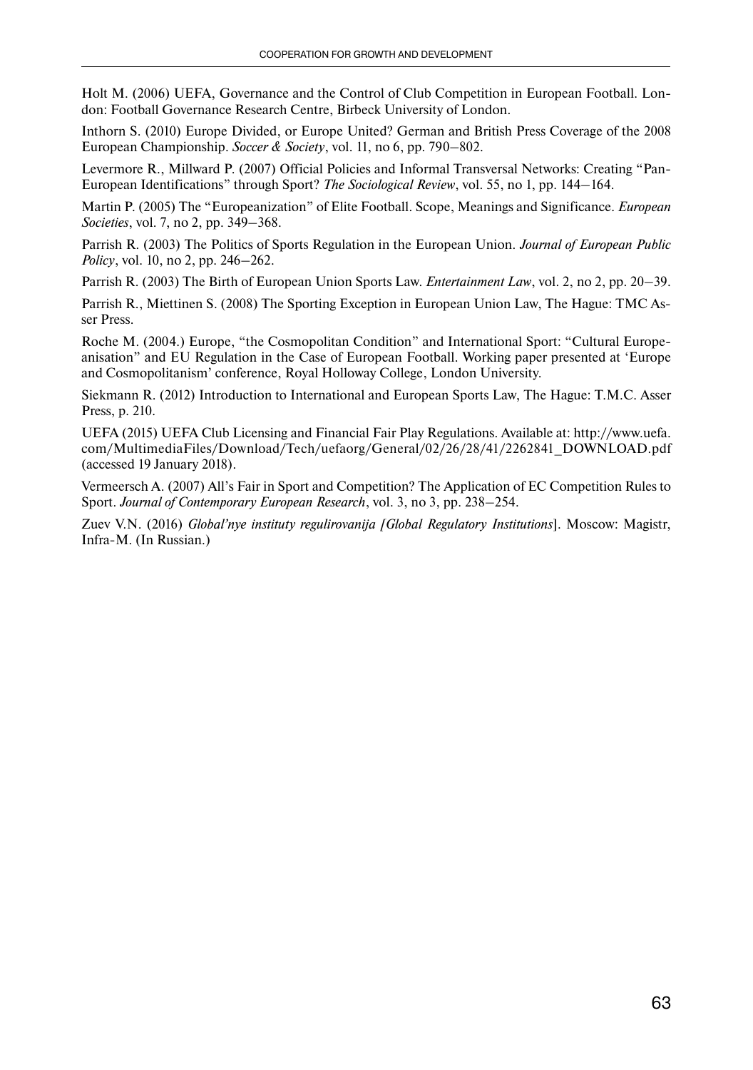Holt M. (2006) UEFA, Governance and the Control of Club Competition in European Football. London: Football Governance Research Centre, Birbeck University of London.

Inthorn S. (2010) Europe Divided, or Europe United? German and British Press Coverage of the 2008 European Championship. *Soccer & Society*, vol. 11, no 6, pp. 790–802.

Levermore R., Millward P. (2007) Official Policies and Informal Transversal Networks: Creating "Pan-European Identifications" through Sport? *The Sociological Review*, vol. 55, no 1, pp. 144–164.

Martin P. (2005) The "Europeanization" of Elite Football. Scope, Meanings and Significance. *European Societies*, vol. 7, no 2, pp. 349–368.

Parrish R. (2003) The Politics of Sports Regulation in the European Union. *Journal of European Public Policy*, vol. 10, no 2, pp. 246–262.

Parrish R. (2003) The Birth of European Union Sports Law. *Entertainment Law*, vol. 2, no 2, pp. 20–39.

Parrish R., Miettinen S. (2008) The Sporting Exception in European Union Law, The Hague: TMC Asser Press.

Roche M. (2004.) Europe, "the Cosmopolitan Condition" and International Sport: "Cultural Europeanisation" and EU Regulation in the Case of European Football. Working paper presented at 'Europe and Cosmopolitanism' conference, Royal Holloway College, London University.

Siekmann R. (2012) Introduction to International and European Sports Law, The Hague: T.M.C. Asser Press, p. 210.

UEFA (2015) UEFA Club Licensing and Financial Fair Play Regulations. Available at: http://www.uefa.com/MultimediaFiles/Download/Tech/uefaorg/General/02/26/28/41/2262841_DOWNLOAD.pdf (accessed 19 January 2018).

Vermeersch A. (2007) All's Fair in Sport and Competition? The Application of EC Competition Rules to Sport. *Journal of Contemporary European Research*, vol. 3, no 3, pp. 238–254.

Zuev V.N. (2016) *Global'nye instituty regulirovanija [Global Regulatory Institutions*]. Moscow: Magistr, Infra-M. (In Russian.)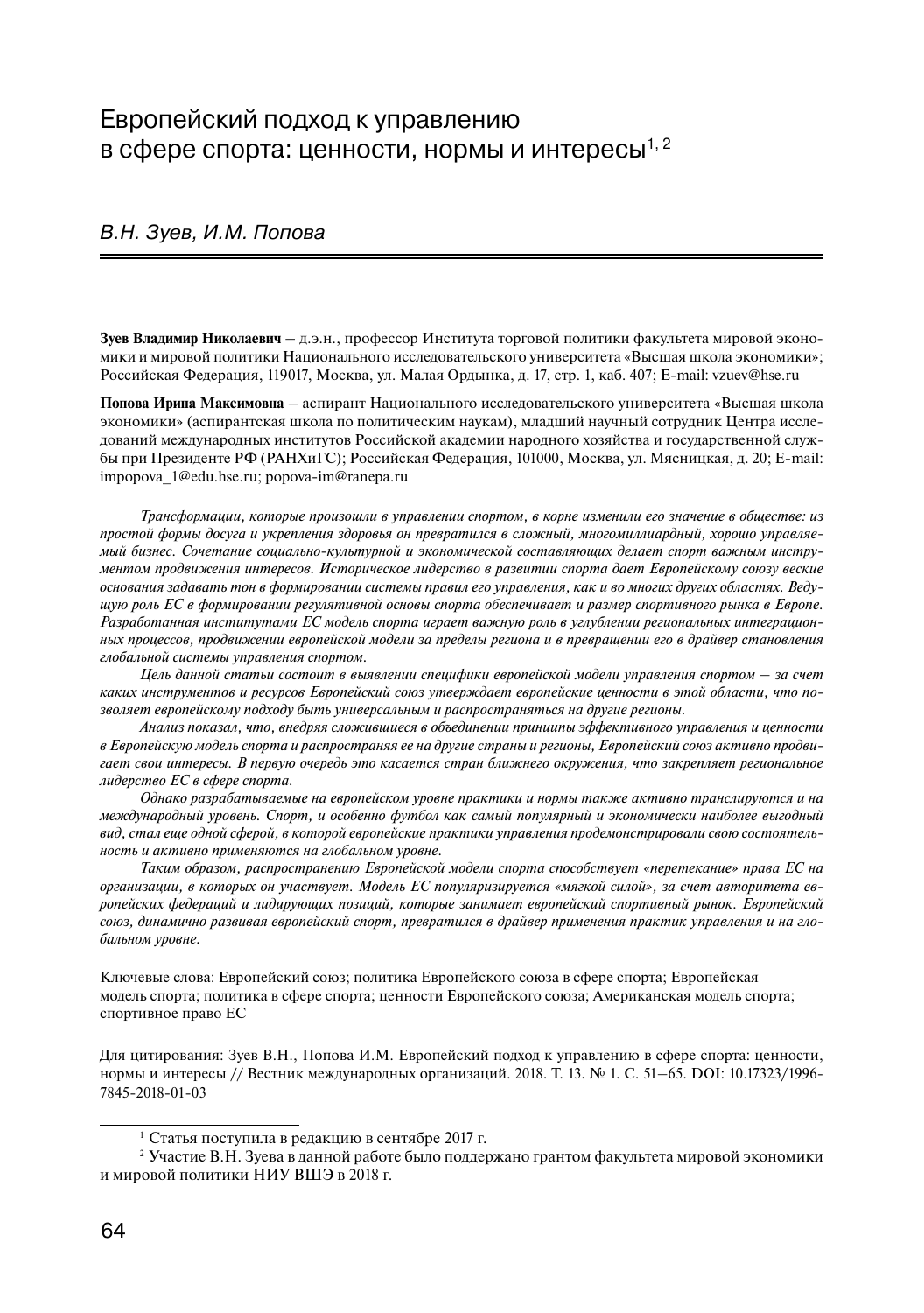# Европейский подход к управлению в сфере спорта: ценности, нормы и интересы[1, 2]

*В.Н. Зуев, И.М. Попова*

**Зуев Владимир Николаевич** – д.э.н., профессор Института торговой политики факультета мировой экономики и мировой политики Национального исследовательского университета «Высшая школа экономики»; Российская Федерация, 119017, Москва, ул. Малая Ордынка, д. 17, стр. 1, каб. 407; E-mail: vzuev@hse.ru

**Попова Ирина Максимовна** – аспирант Национального исследовательского университета «Высшая школа экономики» (аспирантская школа по политическим наукам), младший научный сотрудник Центра исследований международных институтов Российской академии народного хозяйства и государственной службы при Президенте РФ (РАНХиГС); Российская Федерация, 101000, Москва, ул. Мясницкая, д. 20; E-mail: impopova_1@edu.hse.ru; popova-im@ranepa.ru

*Трансформации, которые произошли в управлении спортом, в корне изменили его значение в обществе: из простой формы досуга и укрепления здоровья он превратился в сложный, многомиллиардный, хорошо управляемый бизнес. Сочетание социально-культурной и экономической составляющих делает спорт важным инструментом продвижения интересов. Историческое лидерство в развитии спорта дает Европейскому союзу веские основания задавать тон в формировании системы правил его управления, как и во многих других областях. Ведущую роль ЕС в формировании регулятивной основы спорта обеспечивает и размер спортивного рынка в Европе. Разработанная институтами ЕС модель спорта играет важную роль в углублении региональных интеграционных процессов, продвижении европейской модели за пределы региона и в превращении его в драйвер становления глобальной системы управления спортом.*

*Цель данной статьи состоит в выявлении специфики европейской модели управления спортом – за счет каких инструментов и ресурсов Европейский союз утверждает европейские ценности в этой области, что позволяет европейскому подходу быть универсальным и распространяться на другие регионы.*

*Анализ показал, что, внедряя сложившиеся в объединении принципы эффективного управления и ценности в Европейскую модель спорта и распространяя ее на другие страны и регионы, Европейский союз активно продвигает свои интересы. В первую очередь это касается стран ближнего окружения, что закрепляет региональное лидерство ЕС в сфере спорта.*

*Однако разрабатываемые на европейском уровне практики и нормы также активно транслируются и на международный уровень. Спорт, и особенно футбол как самый популярный и экономически наиболее выгодный вид, стал еще одной сферой, в которой европейские практики управления продемонстрировали свою состоятельность и активно применяются на глобальном уровне.*

*Таким образом, распространению Европейской модели спорта способствует «перетекание» права ЕС на организации, в которых он участвует. Модель ЕС популяризируется «мягкой силой», за счет авторитета европейских федераций и лидирующих позиций, которые занимает европейский спортивный рынок. Европейский союз, динамично развивая европейский спорт, превратился в драйвер применения практик управления и на глобальном уровне.*

Ключевые слова: Европейский союз; политика Европейского союза в сфере спорта; Европейская модель спорта; политика в сфере спорта; ценности Европейского союза; Американская модель спорта; спортивное право ЕС

Для цитирования: Зуев В.Н., Попова И.М. Европейский подход к управлению в сфере спорта: ценности, нормы и интересы // Вестник международных организаций. 2018. Т. 13. № 1. С. 51–65. DOI: 10.17323/1996-7845-2018-01-03

---

[1] Статья поступила в редакцию в сентябре 2017 г.

[2] Участие В.Н. Зуева в данной работе было поддержано грантом факультета мировой экономики и мировой политики НИУ ВШЭ в 2018 г.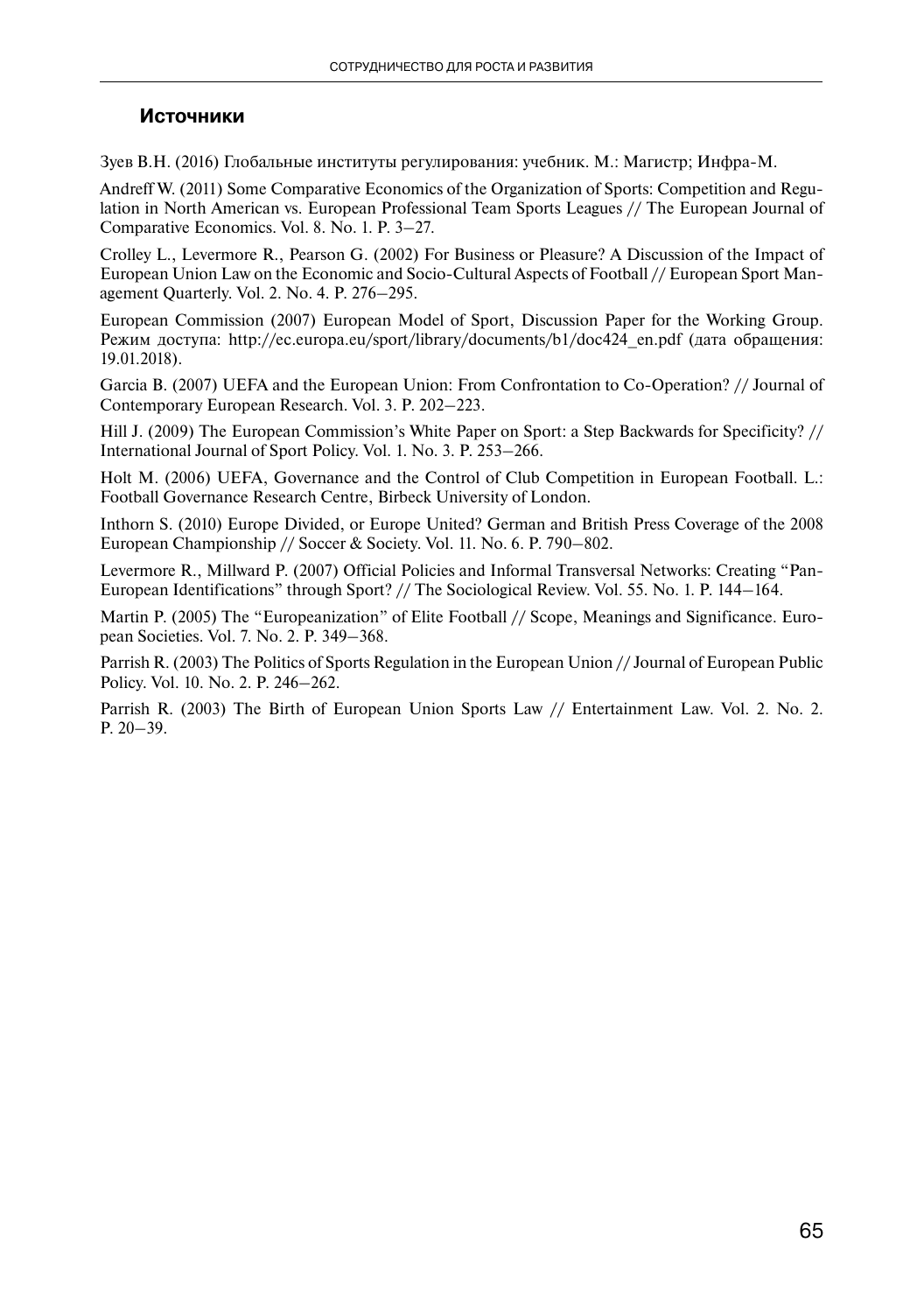## Источники

Зуев В.Н. (2016) Глобальные институты регулирования: учебник. М.: Магистр; Инфра-М.

Andreff W. (2011) Some Comparative Economics of the Organization of Sports: Competition and Regulation in North American vs. European Professional Team Sports Leagues // The European Journal of Comparative Economics. Vol. 8. No. 1. P. 3–27.

Crolley L., Levermore R., Pearson G. (2002) For Business or Pleasure? A Discussion of the Impact of European Union Law on the Economic and Socio-Cultural Aspects of Football // European Sport Management Quarterly. Vol. 2. No. 4. P. 276–295.

European Commission (2007) European Model of Sport, Discussion Paper for the Working Group. Режим доступа: http://ec.europa.eu/sport/library/documents/b1/doc424_en.pdf (дата обращения: 19.01.2018).

Garcia B. (2007) UEFA and the European Union: From Confrontation to Co-Operation? // Journal of Contemporary European Research. Vol. 3. P. 202–223.

Hill J. (2009) The European Commission's White Paper on Sport: a Step Backwards for Specificity? // International Journal of Sport Policy. Vol. 1. No. 3. P. 253–266.

Holt M. (2006) UEFA, Governance and the Control of Club Competition in European Football. L.: Football Governance Research Centre, Birbeck University of London.

Inthorn S. (2010) Europe Divided, or Europe United? German and British Press Coverage of the 2008 European Championship // Soccer & Society. Vol. 11. No. 6. P. 790–802.

Levermore R., Millward P. (2007) Official Policies and Informal Transversal Networks: Creating "Pan-European Identifications" through Sport? // The Sociological Review. Vol. 55. No. 1. P. 144–164.

Martin P. (2005) The "Europeanization" of Elite Football // Scope, Meanings and Significance. European Societies. Vol. 7. No. 2. P. 349–368.

Parrish R. (2003) The Politics of Sports Regulation in the European Union // Journal of European Public Policy. Vol. 10. No. 2. P. 246–262.

Parrish R. (2003) The Birth of European Union Sports Law // Entertainment Law. Vol. 2. No. 2. P. 20–39.